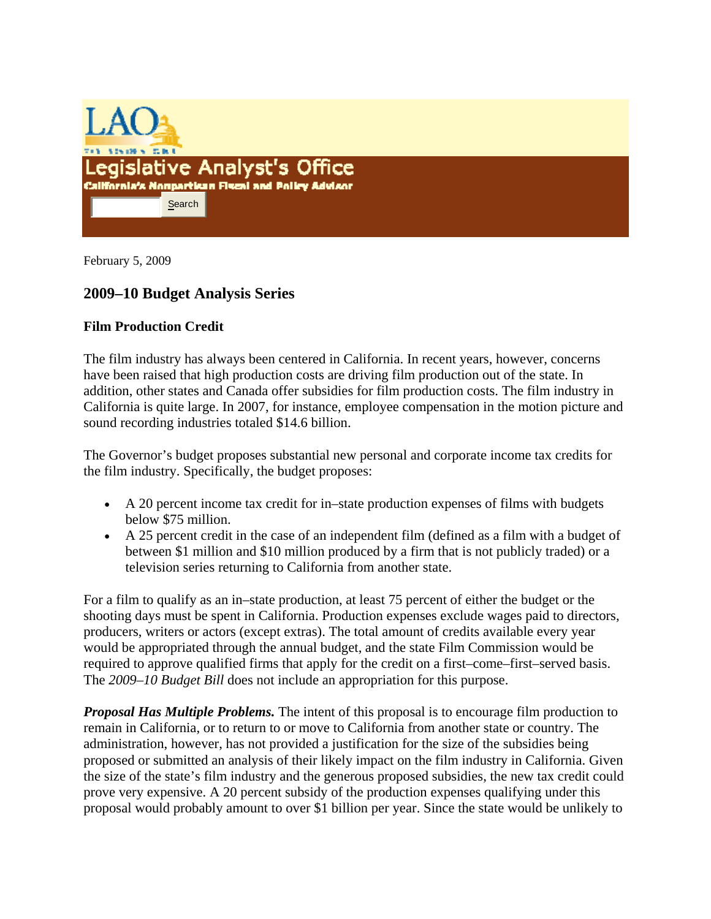LAO

# Legislative Analyst's Office

California's Nonpartisan Fiscal and Policy Advisor

February 5, 2009

## 2009–10 Budget Analysis Series

### Film Production Credit

The film industry has always been centered in California. In recent years, however, concerns have been raised that high production costs are driving film production out of the state. In addition, other states and Canada offer subsidies for film production costs. The film industry in California is quite large. In 2007, for instance, employee compensation in the motion picture and sound recording industries totaled $14.6 billion.

The Governor's budget proposes substantial new personal and corporate income tax credits for the film industry. Specifically, the budget proposes:

- A 20 percent income tax credit for in–state production expenses of films with budgets below $75 million.
- A 25 percent credit in the case of an independent film (defined as a film with a budget of between $1 million and $10 million produced by a firm that is not publicly traded) or a television series returning to California from another state.

For a film to qualify as an in–state production, at least 75 percent of either the budget or the shooting days must be spent in California. Production expenses exclude wages paid to directors, producers, writers or actors (except extras). The total amount of credits available every year would be appropriated through the annual budget, and the state Film Commission would be required to approve qualified firms that apply for the credit on a first–come–first–served basis. The *2009–10 Budget Bill* does not include an appropriation for this purpose.

***Proposal Has Multiple Problems.*** The intent of this proposal is to encourage film production to remain in California, or to return to or move to California from another state or country. The administration, however, has not provided a justification for the size of the subsidies being proposed or submitted an analysis of their likely impact on the film industry in California. Given the size of the state's film industry and the generous proposed subsidies, the new tax credit could prove very expensive. A 20 percent subsidy of the production expenses qualifying under this proposal would probably amount to over $1 billion per year. Since the state would be unlikely to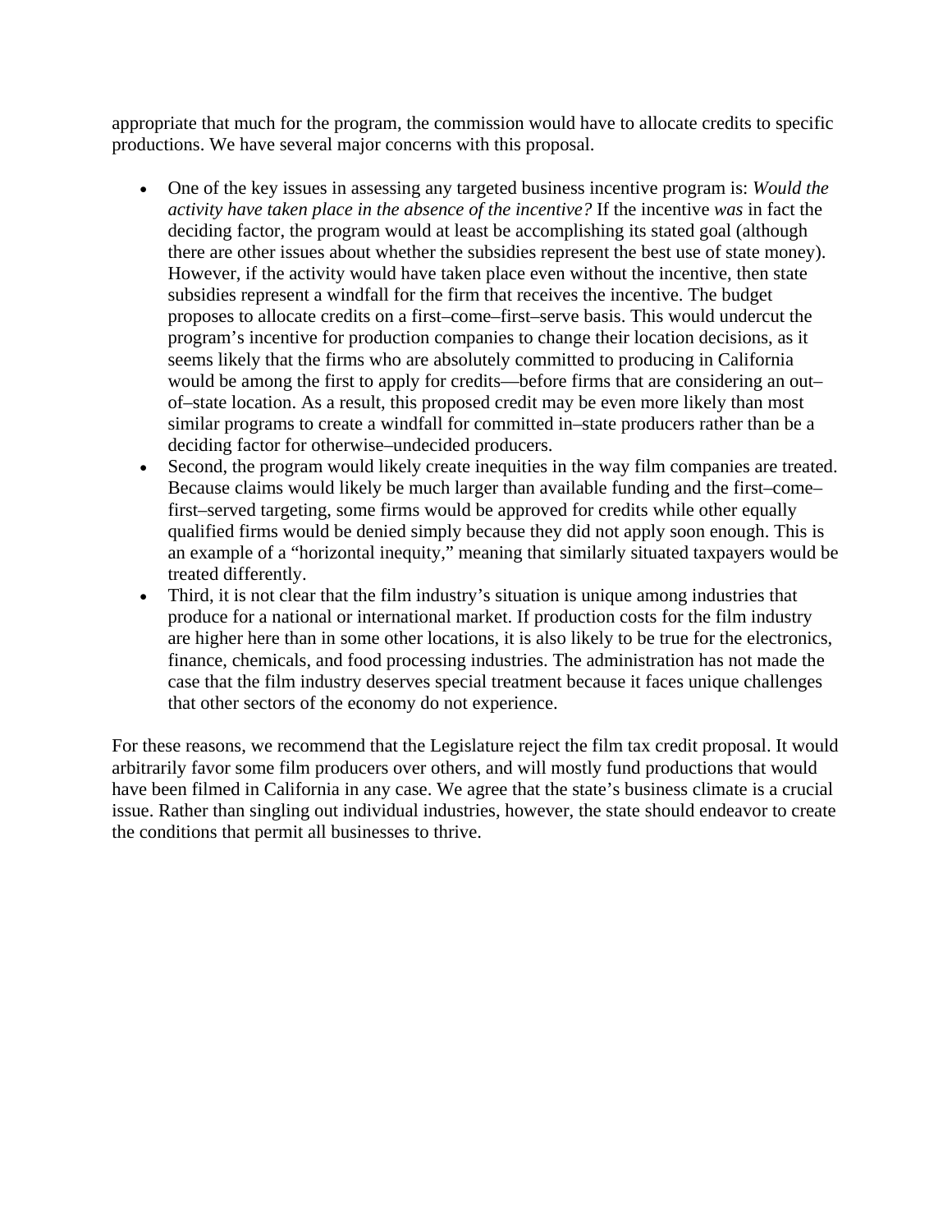appropriate that much for the program, the commission would have to allocate credits to specific productions. We have several major concerns with this proposal.

- One of the key issues in assessing any targeted business incentive program is: *Would the activity have taken place in the absence of the incentive?* If the incentive *was* in fact the deciding factor, the program would at least be accomplishing its stated goal (although there are other issues about whether the subsidies represent the best use of state money). However, if the activity would have taken place even without the incentive, then state subsidies represent a windfall for the firm that receives the incentive. The budget proposes to allocate credits on a first–come–first–serve basis. This would undercut the program's incentive for production companies to change their location decisions, as it seems likely that the firms who are absolutely committed to producing in California would be among the first to apply for credits—before firms that are considering an out–of–state location. As a result, this proposed credit may be even more likely than most similar programs to create a windfall for committed in–state producers rather than be a deciding factor for otherwise–undecided producers.
- Second, the program would likely create inequities in the way film companies are treated. Because claims would likely be much larger than available funding and the first–come–first–served targeting, some firms would be approved for credits while other equally qualified firms would be denied simply because they did not apply soon enough. This is an example of a "horizontal inequity," meaning that similarly situated taxpayers would be treated differently.
- Third, it is not clear that the film industry's situation is unique among industries that produce for a national or international market. If production costs for the film industry are higher here than in some other locations, it is also likely to be true for the electronics, finance, chemicals, and food processing industries. The administration has not made the case that the film industry deserves special treatment because it faces unique challenges that other sectors of the economy do not experience.

For these reasons, we recommend that the Legislature reject the film tax credit proposal. It would arbitrarily favor some film producers over others, and will mostly fund productions that would have been filmed in California in any case. We agree that the state's business climate is a crucial issue. Rather than singling out individual industries, however, the state should endeavor to create the conditions that permit all businesses to thrive.